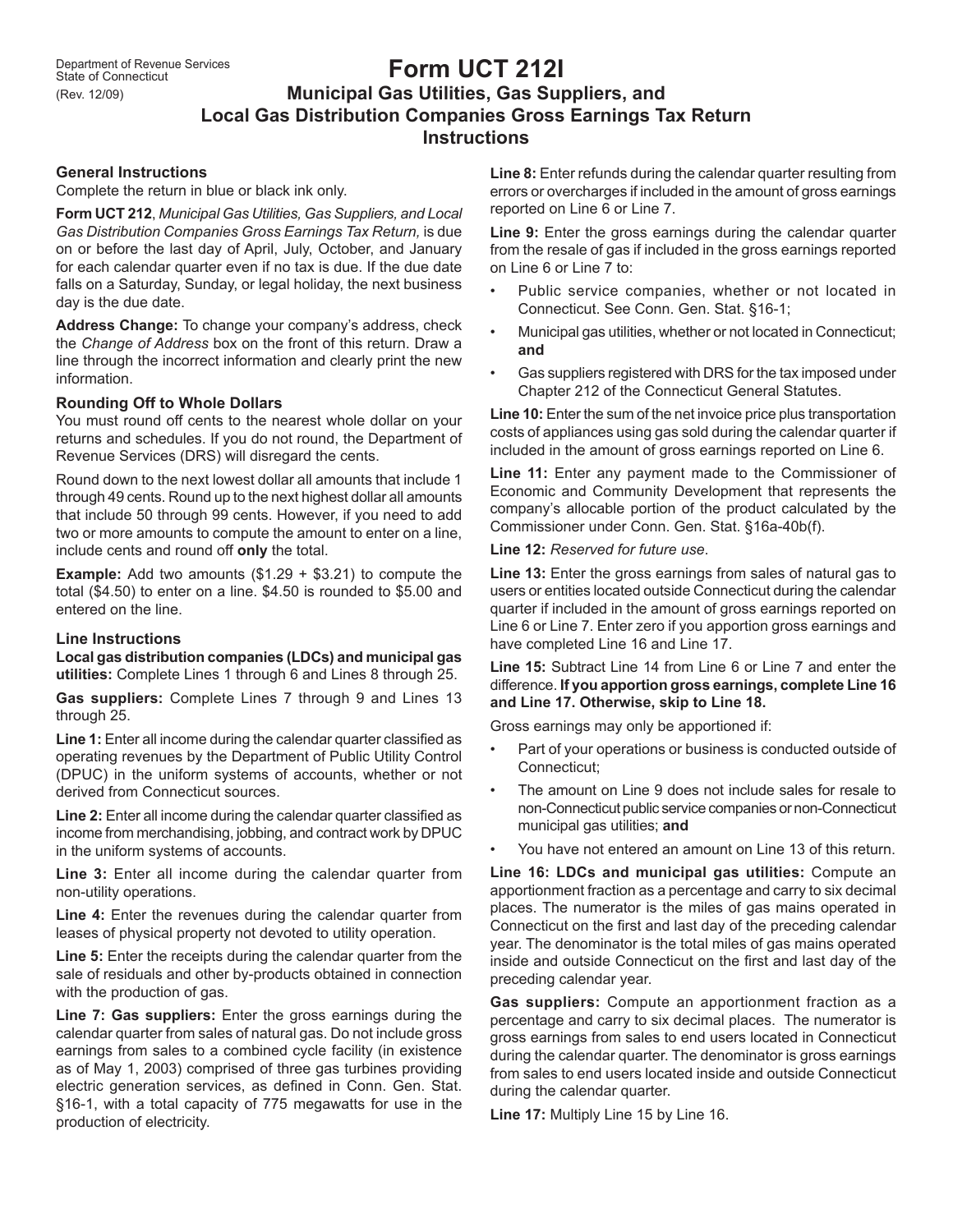Department of Revenue Services
State of Connecticut
(Rev. 12/09)

# Form UCT 212I

## Municipal Gas Utilities, Gas Suppliers, and Local Gas Distribution Companies Gross Earnings Tax Return Instructions

### General Instructions

Complete the return in blue or black ink only.

**Form UCT 212**, *Municipal Gas Utilities, Gas Suppliers, and Local Gas Distribution Companies Gross Earnings Tax Return,* is due on or before the last day of April, July, October, and January for each calendar quarter even if no tax is due. If the due date falls on a Saturday, Sunday, or legal holiday, the next business day is the due date.

**Address Change:** To change your company's address, check the *Change of Address* box on the front of this return. Draw a line through the incorrect information and clearly print the new information.

### Rounding Off to Whole Dollars

You must round off cents to the nearest whole dollar on your returns and schedules. If you do not round, the Department of Revenue Services (DRS) will disregard the cents.

Round down to the next lowest dollar all amounts that include 1 through 49 cents. Round up to the next highest dollar all amounts that include 50 through 99 cents. However, if you need to add two or more amounts to compute the amount to enter on a line, include cents and round off **only** the total.

**Example:** Add two amounts ($1.29 + $3.21) to compute the total ($4.50) to enter on a line. $4.50 is rounded to $5.00 and entered on the line.

### Line Instructions

**Local gas distribution companies (LDCs) and municipal gas utilities:** Complete Lines 1 through 6 and Lines 8 through 25.

**Gas suppliers:** Complete Lines 7 through 9 and Lines 13 through 25.

**Line 1:** Enter all income during the calendar quarter classified as operating revenues by the Department of Public Utility Control (DPUC) in the uniform systems of accounts, whether or not derived from Connecticut sources.

**Line 2:** Enter all income during the calendar quarter classified as income from merchandising, jobbing, and contract work by DPUC in the uniform systems of accounts.

**Line 3:** Enter all income during the calendar quarter from non-utility operations.

**Line 4:** Enter the revenues during the calendar quarter from leases of physical property not devoted to utility operation.

**Line 5:** Enter the receipts during the calendar quarter from the sale of residuals and other by-products obtained in connection with the production of gas.

**Line 7: Gas suppliers:** Enter the gross earnings during the calendar quarter from sales of natural gas. Do not include gross earnings from sales to a combined cycle facility (in existence as of May 1, 2003) comprised of three gas turbines providing electric generation services, as defined in Conn. Gen. Stat. §16-1, with a total capacity of 775 megawatts for use in the production of electricity.

**Line 8:** Enter refunds during the calendar quarter resulting from errors or overcharges if included in the amount of gross earnings reported on Line 6 or Line 7.

**Line 9:** Enter the gross earnings during the calendar quarter from the resale of gas if included in the gross earnings reported on Line 6 or Line 7 to:

- Public service companies, whether or not located in Connecticut. See Conn. Gen. Stat. §16-1;
- Municipal gas utilities, whether or not located in Connecticut; **and**
- Gas suppliers registered with DRS for the tax imposed under Chapter 212 of the Connecticut General Statutes.

**Line 10:** Enter the sum of the net invoice price plus transportation costs of appliances using gas sold during the calendar quarter if included in the amount of gross earnings reported on Line 6.

**Line 11:** Enter any payment made to the Commissioner of Economic and Community Development that represents the company's allocable portion of the product calculated by the Commissioner under Conn. Gen. Stat. §16a-40b(f).

**Line 12:** *Reserved for future use*.

**Line 13:** Enter the gross earnings from sales of natural gas to users or entities located outside Connecticut during the calendar quarter if included in the amount of gross earnings reported on Line 6 or Line 7. Enter zero if you apportion gross earnings and have completed Line 16 and Line 17.

**Line 15:** Subtract Line 14 from Line 6 or Line 7 and enter the difference. **If you apportion gross earnings, complete Line 16 and Line 17. Otherwise, skip to Line 18.**

Gross earnings may only be apportioned if:

- Part of your operations or business is conducted outside of Connecticut;
- The amount on Line 9 does not include sales for resale to non-Connecticut public service companies or non-Connecticut municipal gas utilities; **and**
- You have not entered an amount on Line 13 of this return.

**Line 16: LDCs and municipal gas utilities:** Compute an apportionment fraction as a percentage and carry to six decimal places. The numerator is the miles of gas mains operated in Connecticut on the first and last day of the preceding calendar year. The denominator is the total miles of gas mains operated inside and outside Connecticut on the first and last day of the preceding calendar year.

**Gas suppliers:** Compute an apportionment fraction as a percentage and carry to six decimal places. The numerator is gross earnings from sales to end users located in Connecticut during the calendar quarter. The denominator is gross earnings from sales to end users located inside and outside Connecticut during the calendar quarter.

**Line 17:** Multiply Line 15 by Line 16.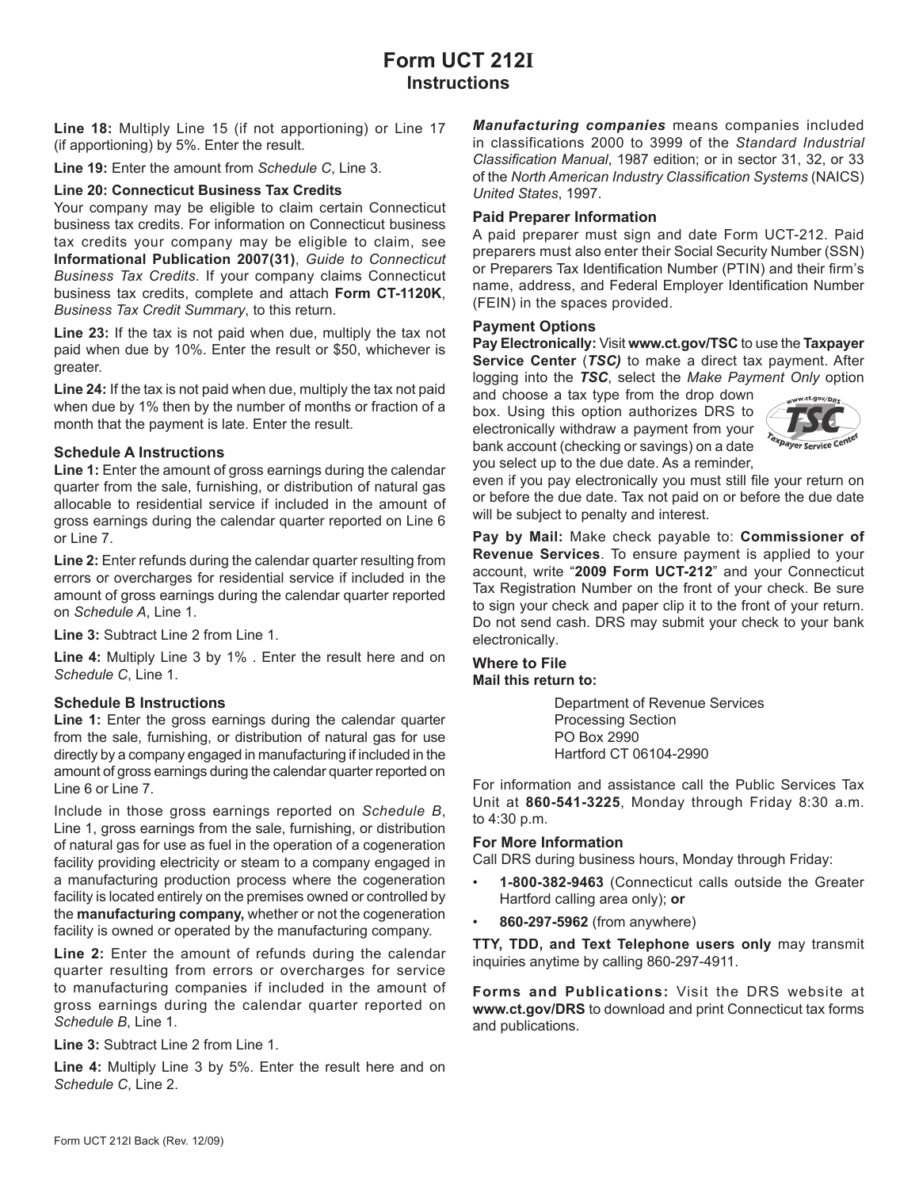# Form UCT 212I
## Instructions

**Line 18:** Multiply Line 15 (if not apportioning) or Line 17 (if apportioning) by 5%. Enter the result.

**Line 19:** Enter the amount from *Schedule C*, Line 3.

**Line 20: Connecticut Business Tax Credits**
Your company may be eligible to claim certain Connecticut business tax credits. For information on Connecticut business tax credits your company may be eligible to claim, see **Informational Publication 2007(31)**, *Guide to Connecticut Business Tax Credits*. If your company claims Connecticut business tax credits, complete and attach **Form CT-1120K**, *Business Tax Credit Summary*, to this return.

**Line 23:** If the tax is not paid when due, multiply the tax not paid when due by 10%. Enter the result or $50, whichever is greater.

**Line 24:** If the tax is not paid when due, multiply the tax not paid when due by 1% then by the number of months or fraction of a month that the payment is late. Enter the result.

### Schedule A Instructions

**Line 1:** Enter the amount of gross earnings during the calendar quarter from the sale, furnishing, or distribution of natural gas allocable to residential service if included in the amount of gross earnings during the calendar quarter reported on Line 6 or Line 7.

**Line 2:** Enter refunds during the calendar quarter resulting from errors or overcharges for residential service if included in the amount of gross earnings during the calendar quarter reported on *Schedule A*, Line 1.

**Line 3:** Subtract Line 2 from Line 1.

**Line 4:** Multiply Line 3 by 1% . Enter the result here and on *Schedule C*, Line 1.

### Schedule B Instructions

**Line 1:** Enter the gross earnings during the calendar quarter from the sale, furnishing, or distribution of natural gas for use directly by a company engaged in manufacturing if included in the amount of gross earnings during the calendar quarter reported on Line 6 or Line 7.

Include in those gross earnings reported on *Schedule B*, Line 1, gross earnings from the sale, furnishing, or distribution of natural gas for use as fuel in the operation of a cogeneration facility providing electricity or steam to a company engaged in a manufacturing production process where the cogeneration facility is located entirely on the premises owned or controlled by the **manufacturing company,** whether or not the cogeneration facility is owned or operated by the manufacturing company.

**Line 2:** Enter the amount of refunds during the calendar quarter resulting from errors or overcharges for service to manufacturing companies if included in the amount of gross earnings during the calendar quarter reported on *Schedule B*, Line 1.

**Line 3:** Subtract Line 2 from Line 1.

**Line 4:** Multiply Line 3 by 5%. Enter the result here and on *Schedule C*, Line 2.

***Manufacturing companies*** means companies included in classifications 2000 to 3999 of the *Standard Industrial Classification Manual*, 1987 edition; or in sector 31, 32, or 33 of the *North American Industry Classification Systems* (NAICS) *United States*, 1997.

### Paid Preparer Information

A paid preparer must sign and date Form UCT-212. Paid preparers must also enter their Social Security Number (SSN) or Preparers Tax Identification Number (PTIN) and their firm's name, address, and Federal Employer Identification Number (FEIN) in the spaces provided.

### Payment Options

**Pay Electronically:** Visit **www.ct.gov/TSC** to use the **Taxpayer Service Center** (***TSC)*** to make a direct tax payment. After logging into the ***TSC***, select the *Make Payment Only* option and choose a tax type from the drop down box. Using this option authorizes DRS to electronically withdraw a payment from your bank account (checking or savings) on a date you select up to the due date. As a reminder, even if you pay electronically you must still file your return on or before the due date. Tax not paid on or before the due date will be subject to penalty and interest.

**Pay by Mail:** Make check payable to: **Commissioner of Revenue Services**. To ensure payment is applied to your account, write "**2009 Form UCT-212**" and your Connecticut Tax Registration Number on the front of your check. Be sure to sign your check and paper clip it to the front of your return. Do not send cash. DRS may submit your check to your bank electronically.

### Where to File

**Mail this return to:**

Department of Revenue Services
Processing Section
PO Box 2990
Hartford CT 06104-2990

For information and assistance call the Public Services Tax Unit at **860-541-3225**, Monday through Friday 8:30 a.m. to 4:30 p.m.

### For More Information

Call DRS during business hours, Monday through Friday:

- **1-800-382-9463** (Connecticut calls outside the Greater Hartford calling area only); **or**
- **860-297-5962** (from anywhere)

**TTY, TDD, and Text Telephone users only** may transmit inquiries anytime by calling 860-297-4911.

**Forms and Publications:** Visit the DRS website at **www.ct.gov/DRS** to download and print Connecticut tax forms and publications.

Form UCT 212I Back (Rev. 12/09)